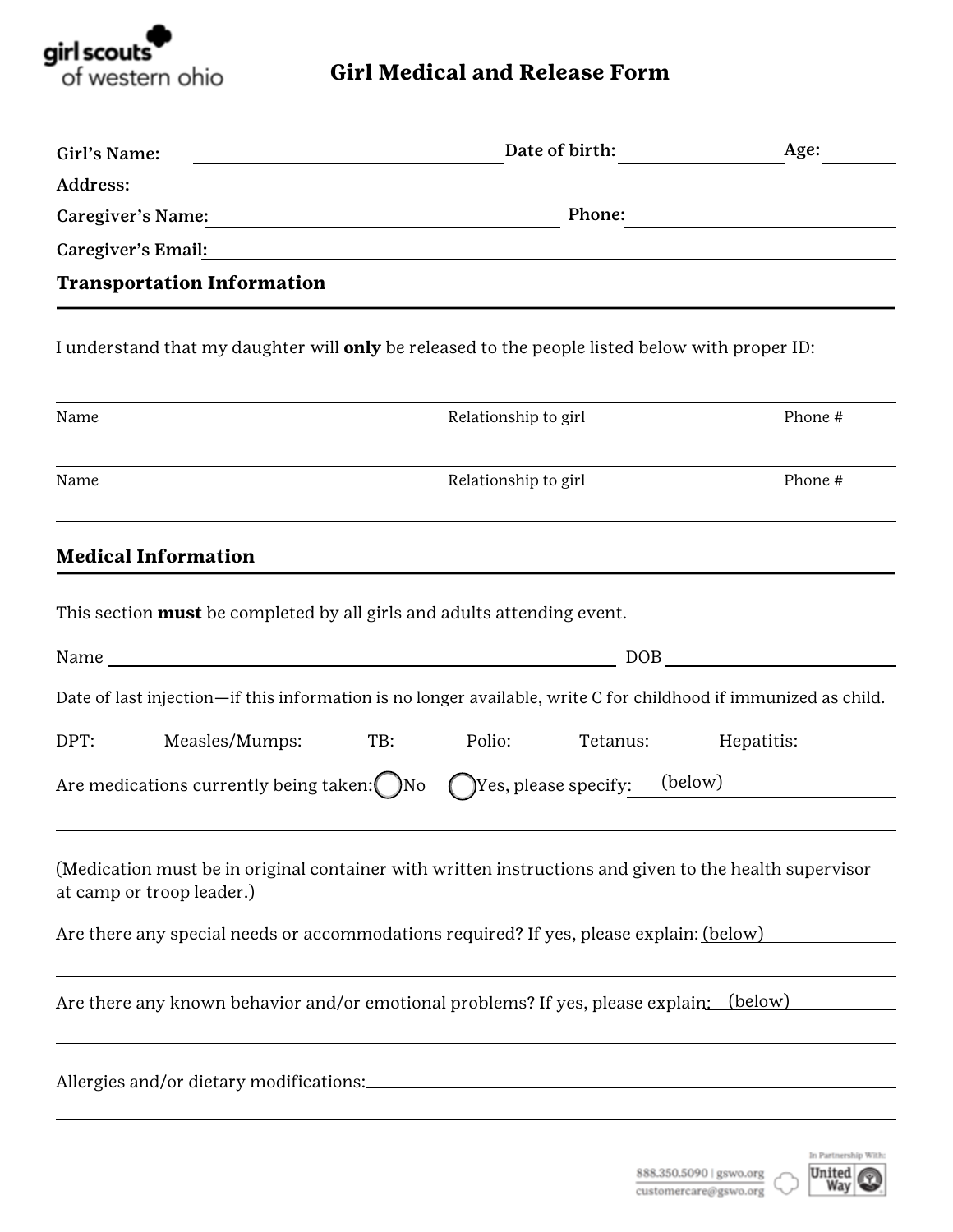# Girl Medical and Release Form

girl scouts of western ohio

**Girl's Name:** ______________________ **Date of birth:** ______________ **Age:** ________

**Address:** ____________________________________________________________

**Caregiver's Name:** ______________________________ **Phone:** ______________________

**Caregiver's Email:** ______________________________________________________

## Transportation Information

I understand that my daughter will **only** be released to the people listed below with proper ID:

| Name | Relationship to girl | Phone # |
|---|---|---|
| | | |

| Name | Relationship to girl | Phone # |
|---|---|---|
| | | |

## Medical Information

This section **must** be completed by all girls and adults attending event.

Name ______________________________________ DOB ______________________

Date of last injection—if this information is no longer available, write C for childhood if immunized as child.

DPT: ________ Measles/Mumps: ________ TB: ________ Polio: ________ Tetanus: ________ Hepatitis: ________

Are medications currently being taken: ◯ No ◯ Yes, please specify: (below)

(Medication must be in original container with written instructions and given to the health supervisor at camp or troop leader.)

Are there any special needs or accommodations required? If yes, please explain: (below)

Are there any known behavior and/or emotional problems? If yes, please explain: (below)

Allergies and/or dietary modifications: ______________________________________________

888.350.5090 | gswo.org
customercare@gswo.org

In Partnership With: United Way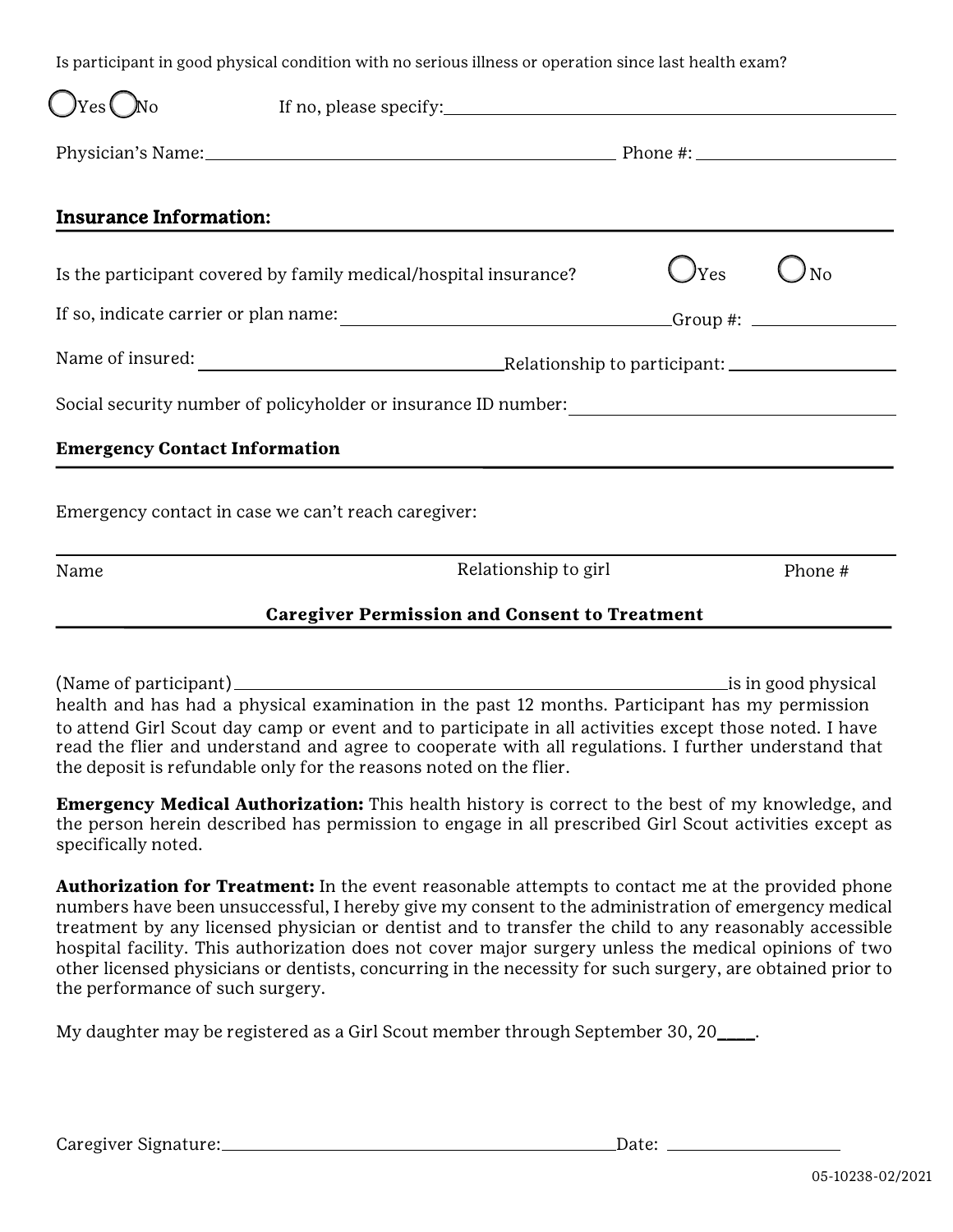Is participant in good physical condition with no serious illness or operation since last health exam?

◯ Yes ◯ No    If no, please specify: ______________________________

Physician's Name: ______________________________ Phone #: ____________________

## Insurance Information:

Is the participant covered by family medical/hospital insurance? ◯ Yes ◯ No

If so, indicate carrier or plan name: ______________________________ Group #: ______________

Name of insured: ______________________________ Relationship to participant: ______________

Social security number of policyholder or insurance ID number: ______________________________

## Emergency Contact Information

Emergency contact in case we can't reach caregiver:

______________________________________________________________________

Name    Relationship to girl    Phone #

## Caregiver Permission and Consent to Treatment

(Name of participant) ______________________________ is in good physical health and has had a physical examination in the past 12 months. Participant has my permission to attend Girl Scout day camp or event and to participate in all activities except those noted. I have read the flier and understand and agree to cooperate with all regulations. I further understand that the deposit is refundable only for the reasons noted on the flier.

**Emergency Medical Authorization:** This health history is correct to the best of my knowledge, and the person herein described has permission to engage in all prescribed Girl Scout activities except as specifically noted.

**Authorization for Treatment:** In the event reasonable attempts to contact me at the provided phone numbers have been unsuccessful, I hereby give my consent to the administration of emergency medical treatment by any licensed physician or dentist and to transfer the child to any reasonably accessible hospital facility. This authorization does not cover major surgery unless the medical opinions of two other licensed physicians or dentists, concurring in the necessity for such surgery, are obtained prior to the performance of such surgery.

My daughter may be registered as a Girl Scout member through September 30, 20____.

Caregiver Signature: ______________________________ Date: ______________

05-10238-02/2021